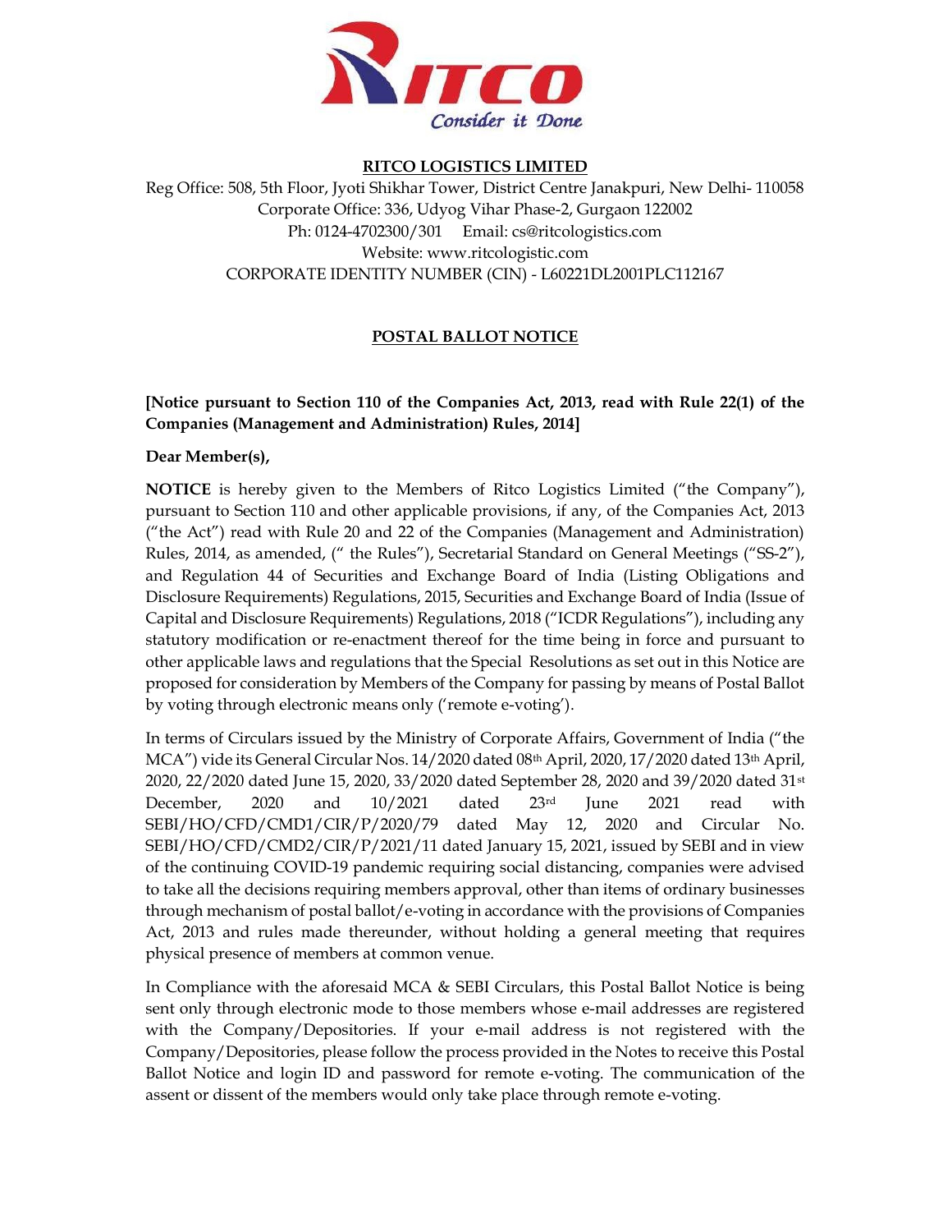**RITCO LOGISTICS LIMITED**

Reg Office: 508, 5th Floor, Jyoti Shikhar Tower, District Centre Janakpuri, New Delhi- 110058
Corporate Office: 336, Udyog Vihar Phase-2, Gurgaon 122002
Ph: 0124-4702300/301 Email: cs@ritcologistics.com
Website: www.ritcologistic.com
CORPORATE IDENTITY NUMBER (CIN) - L60221DL2001PLC112167

## POSTAL BALLOT NOTICE

**[Notice pursuant to Section 110 of the Companies Act, 2013, read with Rule 22(1) of the Companies (Management and Administration) Rules, 2014]**

**Dear Member(s),**

**NOTICE** is hereby given to the Members of Ritco Logistics Limited ("the Company"), pursuant to Section 110 and other applicable provisions, if any, of the Companies Act, 2013 ("the Act") read with Rule 20 and 22 of the Companies (Management and Administration) Rules, 2014, as amended, (" the Rules"), Secretarial Standard on General Meetings ("SS-2"), and Regulation 44 of Securities and Exchange Board of India (Listing Obligations and Disclosure Requirements) Regulations, 2015, Securities and Exchange Board of India (Issue of Capital and Disclosure Requirements) Regulations, 2018 ("ICDR Regulations"), including any statutory modification or re-enactment thereof for the time being in force and pursuant to other applicable laws and regulations that the Special Resolutions as set out in this Notice are proposed for consideration by Members of the Company for passing by means of Postal Ballot by voting through electronic means only ('remote e-voting').

In terms of Circulars issued by the Ministry of Corporate Affairs, Government of India ("the MCA") vide its General Circular Nos. 14/2020 dated 08th April, 2020, 17/2020 dated 13th April, 2020, 22/2020 dated June 15, 2020, 33/2020 dated September 28, 2020 and 39/2020 dated 31st December, 2020 and 10/2021 dated 23rd June 2021 read with SEBI/HO/CFD/CMD1/CIR/P/2020/79 dated May 12, 2020 and Circular No. SEBI/HO/CFD/CMD2/CIR/P/2021/11 dated January 15, 2021, issued by SEBI and in view of the continuing COVID-19 pandemic requiring social distancing, companies were advised to take all the decisions requiring members approval, other than items of ordinary businesses through mechanism of postal ballot/e-voting in accordance with the provisions of Companies Act, 2013 and rules made thereunder, without holding a general meeting that requires physical presence of members at common venue.

In Compliance with the aforesaid MCA & SEBI Circulars, this Postal Ballot Notice is being sent only through electronic mode to those members whose e-mail addresses are registered with the Company/Depositories. If your e-mail address is not registered with the Company/Depositories, please follow the process provided in the Notes to receive this Postal Ballot Notice and login ID and password for remote e-voting. The communication of the assent or dissent of the members would only take place through remote e-voting.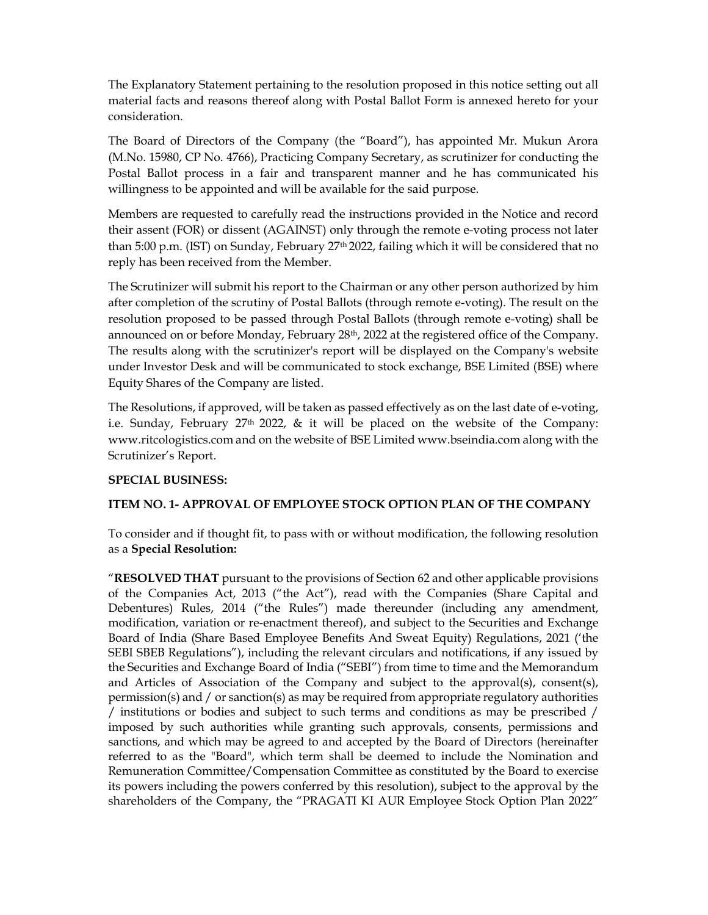The Explanatory Statement pertaining to the resolution proposed in this notice setting out all material facts and reasons thereof along with Postal Ballot Form is annexed hereto for your consideration.

The Board of Directors of the Company (the "Board"), has appointed Mr. Mukun Arora (M.No. 15980, CP No. 4766), Practicing Company Secretary, as scrutinizer for conducting the Postal Ballot process in a fair and transparent manner and he has communicated his willingness to be appointed and will be available for the said purpose.

Members are requested to carefully read the instructions provided in the Notice and record their assent (FOR) or dissent (AGAINST) only through the remote e-voting process not later than 5:00 p.m. (IST) on Sunday, February 27th 2022, failing which it will be considered that no reply has been received from the Member.

The Scrutinizer will submit his report to the Chairman or any other person authorized by him after completion of the scrutiny of Postal Ballots (through remote e-voting). The result on the resolution proposed to be passed through Postal Ballots (through remote e-voting) shall be announced on or before Monday, February 28th, 2022 at the registered office of the Company. The results along with the scrutinizer's report will be displayed on the Company's website under Investor Desk and will be communicated to stock exchange, BSE Limited (BSE) where Equity Shares of the Company are listed.

The Resolutions, if approved, will be taken as passed effectively as on the last date of e-voting, i.e. Sunday, February 27th 2022, & it will be placed on the website of the Company: www.ritcologistics.com and on the website of BSE Limited www.bseindia.com along with the Scrutinizer's Report.

**SPECIAL BUSINESS:**

**ITEM NO. 1- APPROVAL OF EMPLOYEE STOCK OPTION PLAN OF THE COMPANY**

To consider and if thought fit, to pass with or without modification, the following resolution as a **Special Resolution:**

"**RESOLVED THAT** pursuant to the provisions of Section 62 and other applicable provisions of the Companies Act, 2013 ("the Act"), read with the Companies (Share Capital and Debentures) Rules, 2014 ("the Rules") made thereunder (including any amendment, modification, variation or re-enactment thereof), and subject to the Securities and Exchange Board of India (Share Based Employee Benefits And Sweat Equity) Regulations, 2021 ('the SEBI SBEB Regulations"), including the relevant circulars and notifications, if any issued by the Securities and Exchange Board of India ("SEBI") from time to time and the Memorandum and Articles of Association of the Company and subject to the approval(s), consent(s), permission(s) and / or sanction(s) as may be required from appropriate regulatory authorities / institutions or bodies and subject to such terms and conditions as may be prescribed / imposed by such authorities while granting such approvals, consents, permissions and sanctions, and which may be agreed to and accepted by the Board of Directors (hereinafter referred to as the "Board", which term shall be deemed to include the Nomination and Remuneration Committee/Compensation Committee as constituted by the Board to exercise its powers including the powers conferred by this resolution), subject to the approval by the shareholders of the Company, the "PRAGATI KI AUR Employee Stock Option Plan 2022"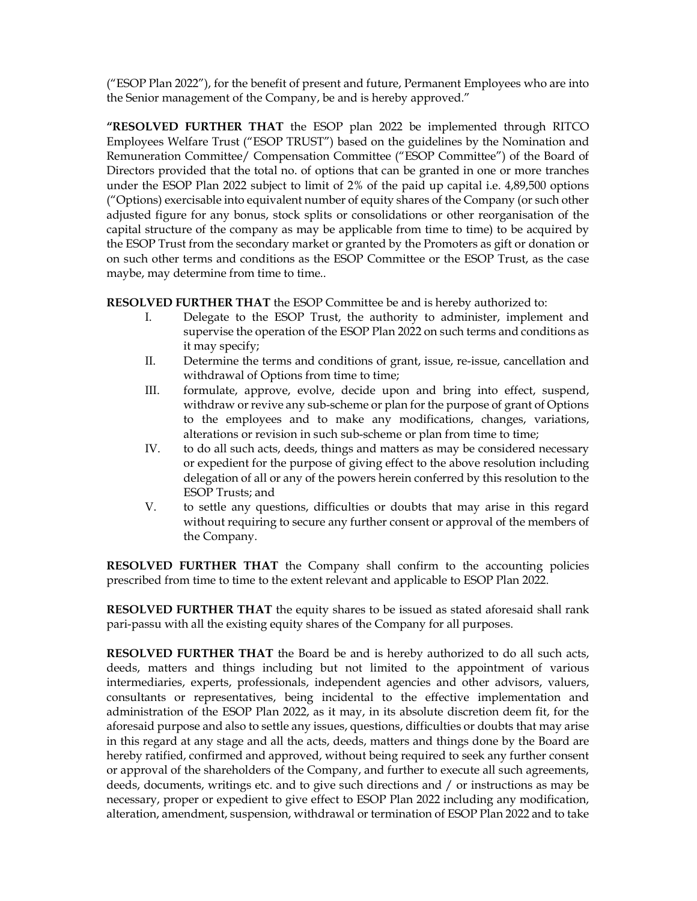("ESOP Plan 2022"), for the benefit of present and future, Permanent Employees who are into the Senior management of the Company, be and is hereby approved."

**"RESOLVED FURTHER THAT** the ESOP plan 2022 be implemented through RITCO Employees Welfare Trust ("ESOP TRUST") based on the guidelines by the Nomination and Remuneration Committee/ Compensation Committee ("ESOP Committee") of the Board of Directors provided that the total no. of options that can be granted in one or more tranches under the ESOP Plan 2022 subject to limit of 2% of the paid up capital i.e. 4,89,500 options ("Options) exercisable into equivalent number of equity shares of the Company (or such other adjusted figure for any bonus, stock splits or consolidations or other reorganisation of the capital structure of the company as may be applicable from time to time) to be acquired by the ESOP Trust from the secondary market or granted by the Promoters as gift or donation or on such other terms and conditions as the ESOP Committee or the ESOP Trust, as the case maybe, may determine from time to time..

**RESOLVED FURTHER THAT** the ESOP Committee be and is hereby authorized to:

I. Delegate to the ESOP Trust, the authority to administer, implement and supervise the operation of the ESOP Plan 2022 on such terms and conditions as it may specify;
II. Determine the terms and conditions of grant, issue, re-issue, cancellation and withdrawal of Options from time to time;
III. formulate, approve, evolve, decide upon and bring into effect, suspend, withdraw or revive any sub-scheme or plan for the purpose of grant of Options to the employees and to make any modifications, changes, variations, alterations or revision in such sub-scheme or plan from time to time;
IV. to do all such acts, deeds, things and matters as may be considered necessary or expedient for the purpose of giving effect to the above resolution including delegation of all or any of the powers herein conferred by this resolution to the ESOP Trusts; and
V. to settle any questions, difficulties or doubts that may arise in this regard without requiring to secure any further consent or approval of the members of the Company.

**RESOLVED FURTHER THAT** the Company shall confirm to the accounting policies prescribed from time to time to the extent relevant and applicable to ESOP Plan 2022.

**RESOLVED FURTHER THAT** the equity shares to be issued as stated aforesaid shall rank pari-passu with all the existing equity shares of the Company for all purposes.

**RESOLVED FURTHER THAT** the Board be and is hereby authorized to do all such acts, deeds, matters and things including but not limited to the appointment of various intermediaries, experts, professionals, independent agencies and other advisors, valuers, consultants or representatives, being incidental to the effective implementation and administration of the ESOP Plan 2022, as it may, in its absolute discretion deem fit, for the aforesaid purpose and also to settle any issues, questions, difficulties or doubts that may arise in this regard at any stage and all the acts, deeds, matters and things done by the Board are hereby ratified, confirmed and approved, without being required to seek any further consent or approval of the shareholders of the Company, and further to execute all such agreements, deeds, documents, writings etc. and to give such directions and / or instructions as may be necessary, proper or expedient to give effect to ESOP Plan 2022 including any modification, alteration, amendment, suspension, withdrawal or termination of ESOP Plan 2022 and to take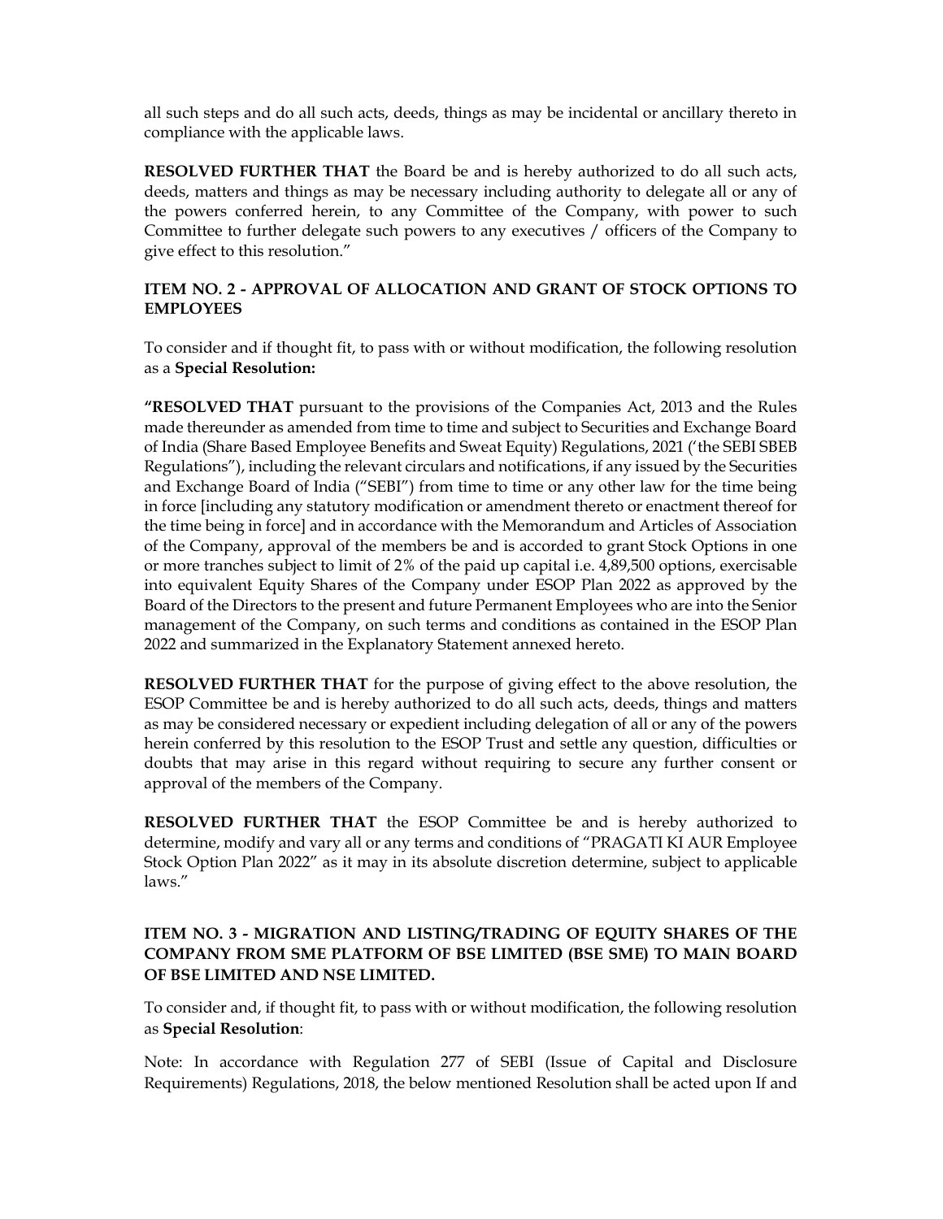all such steps and do all such acts, deeds, things as may be incidental or ancillary thereto in compliance with the applicable laws.

**RESOLVED FURTHER THAT** the Board be and is hereby authorized to do all such acts, deeds, matters and things as may be necessary including authority to delegate all or any of the powers conferred herein, to any Committee of the Company, with power to such Committee to further delegate such powers to any executives / officers of the Company to give effect to this resolution."

### ITEM NO. 2 - APPROVAL OF ALLOCATION AND GRANT OF STOCK OPTIONS TO EMPLOYEES

To consider and if thought fit, to pass with or without modification, the following resolution as a **Special Resolution:**

**"RESOLVED THAT** pursuant to the provisions of the Companies Act, 2013 and the Rules made thereunder as amended from time to time and subject to Securities and Exchange Board of India (Share Based Employee Benefits and Sweat Equity) Regulations, 2021 ('the SEBI SBEB Regulations"), including the relevant circulars and notifications, if any issued by the Securities and Exchange Board of India ("SEBI") from time to time or any other law for the time being in force [including any statutory modification or amendment thereto or enactment thereof for the time being in force] and in accordance with the Memorandum and Articles of Association of the Company, approval of the members be and is accorded to grant Stock Options in one or more tranches subject to limit of 2% of the paid up capital i.e. 4,89,500 options, exercisable into equivalent Equity Shares of the Company under ESOP Plan 2022 as approved by the Board of the Directors to the present and future Permanent Employees who are into the Senior management of the Company, on such terms and conditions as contained in the ESOP Plan 2022 and summarized in the Explanatory Statement annexed hereto.

**RESOLVED FURTHER THAT** for the purpose of giving effect to the above resolution, the ESOP Committee be and is hereby authorized to do all such acts, deeds, things and matters as may be considered necessary or expedient including delegation of all or any of the powers herein conferred by this resolution to the ESOP Trust and settle any question, difficulties or doubts that may arise in this regard without requiring to secure any further consent or approval of the members of the Company.

**RESOLVED FURTHER THAT** the ESOP Committee be and is hereby authorized to determine, modify and vary all or any terms and conditions of "PRAGATI KI AUR Employee Stock Option Plan 2022" as it may in its absolute discretion determine, subject to applicable laws."

### ITEM NO. 3 - MIGRATION AND LISTING/TRADING OF EQUITY SHARES OF THE COMPANY FROM SME PLATFORM OF BSE LIMITED (BSE SME) TO MAIN BOARD OF BSE LIMITED AND NSE LIMITED.

To consider and, if thought fit, to pass with or without modification, the following resolution as **Special Resolution**:

Note: In accordance with Regulation 277 of SEBI (Issue of Capital and Disclosure Requirements) Regulations, 2018, the below mentioned Resolution shall be acted upon If and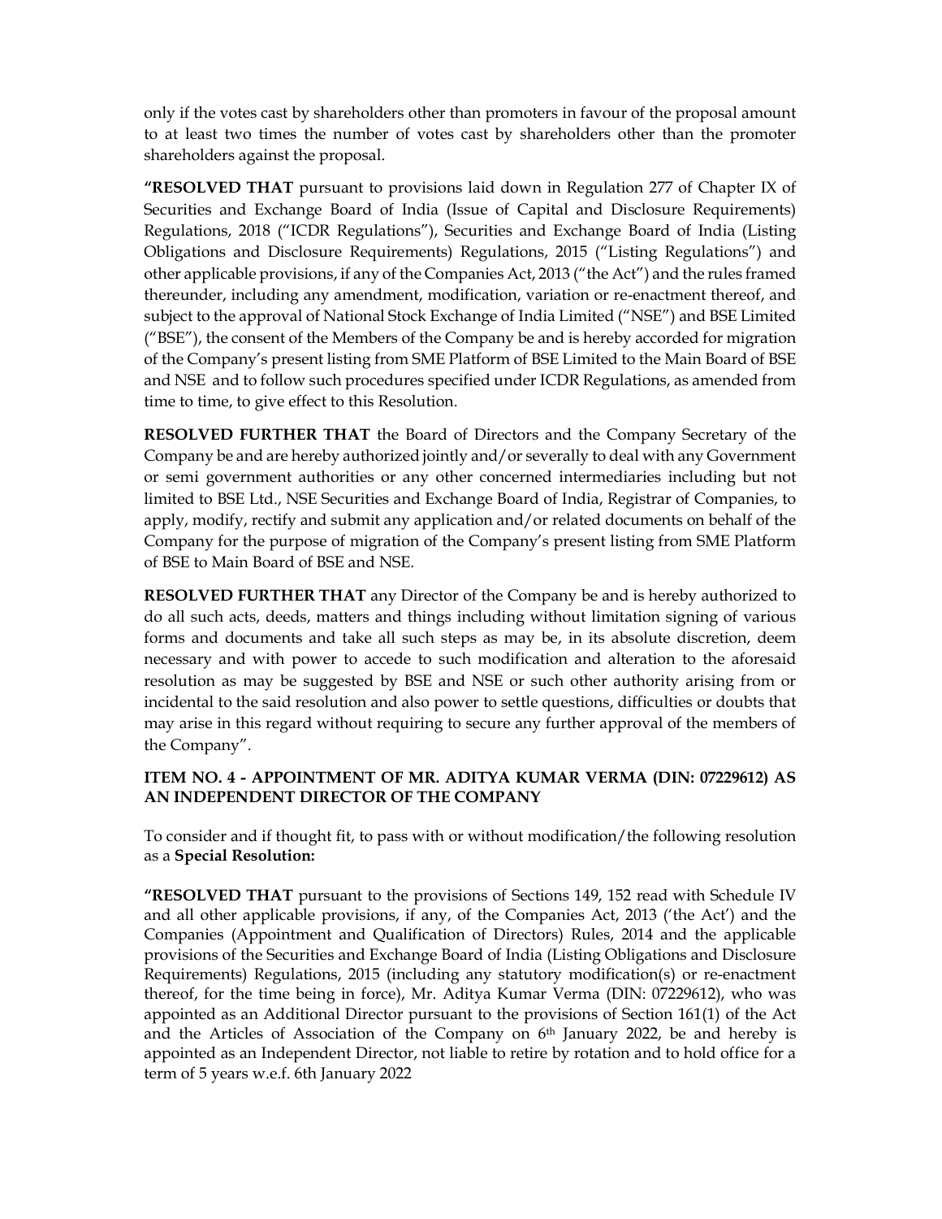only if the votes cast by shareholders other than promoters in favour of the proposal amount to at least two times the number of votes cast by shareholders other than the promoter shareholders against the proposal.

**"RESOLVED THAT** pursuant to provisions laid down in Regulation 277 of Chapter IX of Securities and Exchange Board of India (Issue of Capital and Disclosure Requirements) Regulations, 2018 ("ICDR Regulations"), Securities and Exchange Board of India (Listing Obligations and Disclosure Requirements) Regulations, 2015 ("Listing Regulations") and other applicable provisions, if any of the Companies Act, 2013 ("the Act") and the rules framed thereunder, including any amendment, modification, variation or re-enactment thereof, and subject to the approval of National Stock Exchange of India Limited ("NSE") and BSE Limited ("BSE"), the consent of the Members of the Company be and is hereby accorded for migration of the Company's present listing from SME Platform of BSE Limited to the Main Board of BSE and NSE and to follow such procedures specified under ICDR Regulations, as amended from time to time, to give effect to this Resolution.

**RESOLVED FURTHER THAT** the Board of Directors and the Company Secretary of the Company be and are hereby authorized jointly and/or severally to deal with any Government or semi government authorities or any other concerned intermediaries including but not limited to BSE Ltd., NSE Securities and Exchange Board of India, Registrar of Companies, to apply, modify, rectify and submit any application and/or related documents on behalf of the Company for the purpose of migration of the Company's present listing from SME Platform of BSE to Main Board of BSE and NSE.

**RESOLVED FURTHER THAT** any Director of the Company be and is hereby authorized to do all such acts, deeds, matters and things including without limitation signing of various forms and documents and take all such steps as may be, in its absolute discretion, deem necessary and with power to accede to such modification and alteration to the aforesaid resolution as may be suggested by BSE and NSE or such other authority arising from or incidental to the said resolution and also power to settle questions, difficulties or doubts that may arise in this regard without requiring to secure any further approval of the members of the Company".

**ITEM NO. 4 - APPOINTMENT OF MR. ADITYA KUMAR VERMA (DIN: 07229612) AS AN INDEPENDENT DIRECTOR OF THE COMPANY**

To consider and if thought fit, to pass with or without modification/the following resolution as a **Special Resolution:**

**"RESOLVED THAT** pursuant to the provisions of Sections 149, 152 read with Schedule IV and all other applicable provisions, if any, of the Companies Act, 2013 ('the Act') and the Companies (Appointment and Qualification of Directors) Rules, 2014 and the applicable provisions of the Securities and Exchange Board of India (Listing Obligations and Disclosure Requirements) Regulations, 2015 (including any statutory modification(s) or re-enactment thereof, for the time being in force), Mr. Aditya Kumar Verma (DIN: 07229612), who was appointed as an Additional Director pursuant to the provisions of Section 161(1) of the Act and the Articles of Association of the Company on 6th January 2022, be and hereby is appointed as an Independent Director, not liable to retire by rotation and to hold office for a term of 5 years w.e.f. 6th January 2022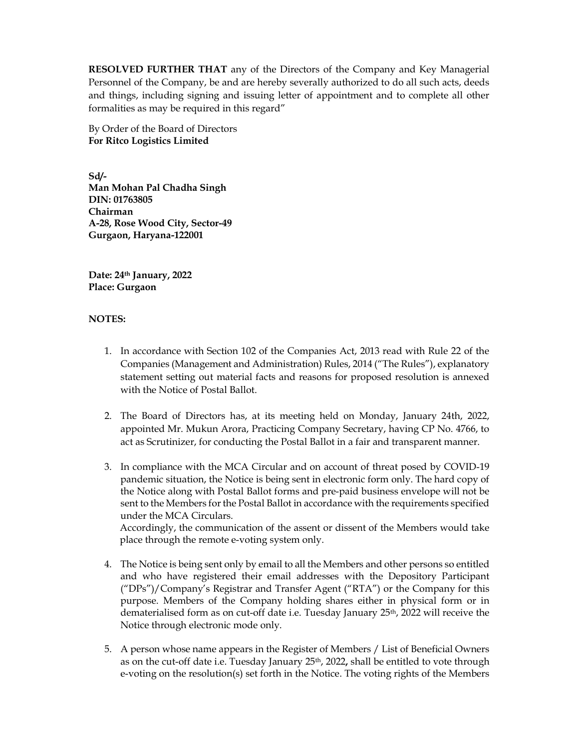**RESOLVED FURTHER THAT** any of the Directors of the Company and Key Managerial Personnel of the Company, be and are hereby severally authorized to do all such acts, deeds and things, including signing and issuing letter of appointment and to complete all other formalities as may be required in this regard"

By Order of the Board of Directors
**For Ritco Logistics Limited**

**Sd/-**
**Man Mohan Pal Chadha Singh**
**DIN: 01763805**
**Chairman**
**A-28, Rose Wood City, Sector-49**
**Gurgaon, Haryana-122001**

**Date: 24th January, 2022**
**Place: Gurgaon**

**NOTES:**

1. In accordance with Section 102 of the Companies Act, 2013 read with Rule 22 of the Companies (Management and Administration) Rules, 2014 ("The Rules"), explanatory statement setting out material facts and reasons for proposed resolution is annexed with the Notice of Postal Ballot.

2. The Board of Directors has, at its meeting held on Monday, January 24th, 2022, appointed Mr. Mukun Arora, Practicing Company Secretary, having CP No. 4766, to act as Scrutinizer, for conducting the Postal Ballot in a fair and transparent manner.

3. In compliance with the MCA Circular and on account of threat posed by COVID-19 pandemic situation, the Notice is being sent in electronic form only. The hard copy of the Notice along with Postal Ballot forms and pre-paid business envelope will not be sent to the Members for the Postal Ballot in accordance with the requirements specified under the MCA Circulars.
Accordingly, the communication of the assent or dissent of the Members would take place through the remote e-voting system only.

4. The Notice is being sent only by email to all the Members and other persons so entitled and who have registered their email addresses with the Depository Participant ("DPs")/Company's Registrar and Transfer Agent ("RTA") or the Company for this purpose. Members of the Company holding shares either in physical form or in dematerialised form as on cut-off date i.e. Tuesday January 25th, 2022 will receive the Notice through electronic mode only.

5. A person whose name appears in the Register of Members / List of Beneficial Owners as on the cut-off date i.e. Tuesday January 25th, 2022**,** shall be entitled to vote through e-voting on the resolution(s) set forth in the Notice. The voting rights of the Members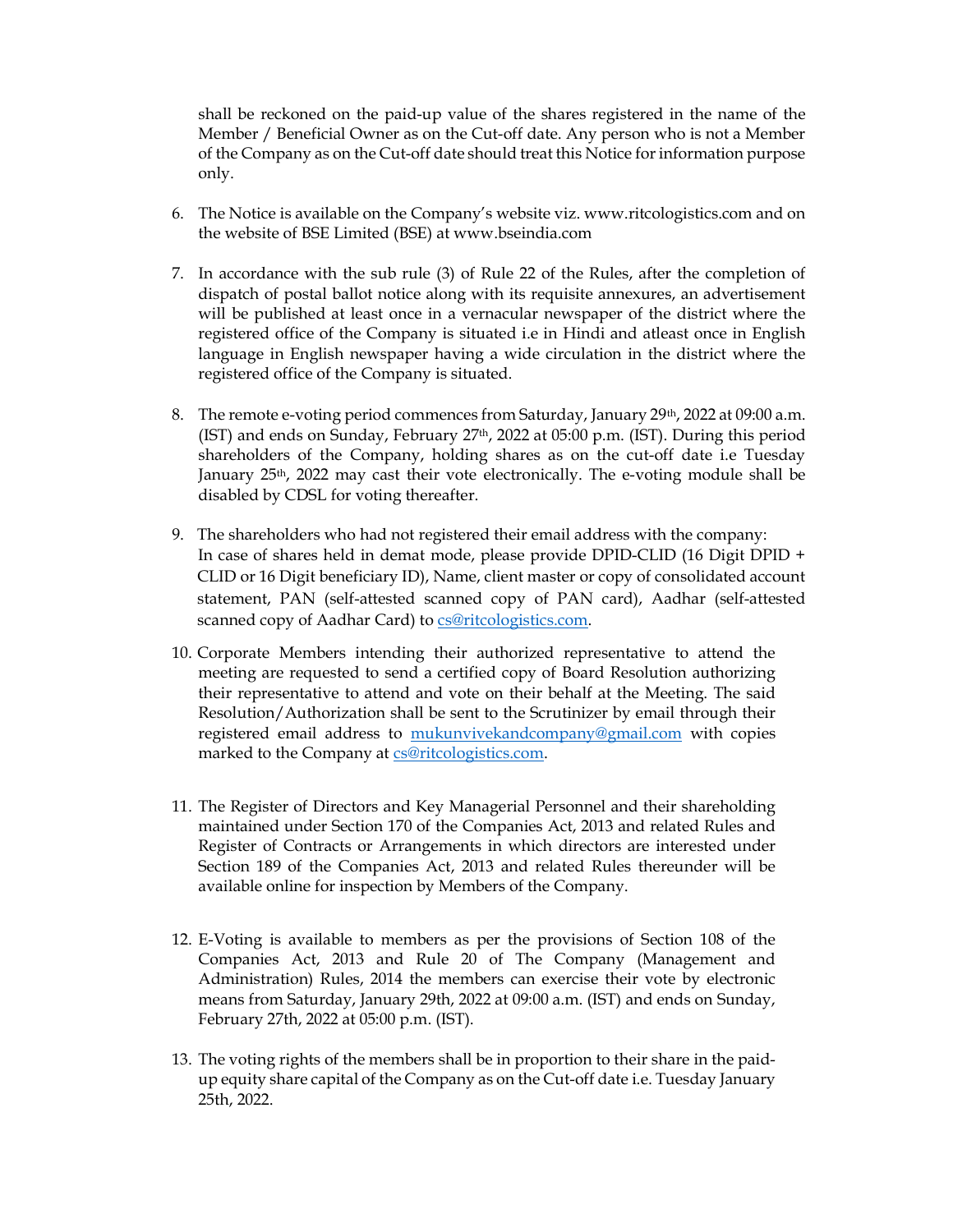shall be reckoned on the paid-up value of the shares registered in the name of the Member / Beneficial Owner as on the Cut-off date. Any person who is not a Member of the Company as on the Cut-off date should treat this Notice for information purpose only.

6. The Notice is available on the Company's website viz. www.ritcologistics.com and on the website of BSE Limited (BSE) at www.bseindia.com

7. In accordance with the sub rule (3) of Rule 22 of the Rules, after the completion of dispatch of postal ballot notice along with its requisite annexures, an advertisement will be published at least once in a vernacular newspaper of the district where the registered office of the Company is situated i.e in Hindi and atleast once in English language in English newspaper having a wide circulation in the district where the registered office of the Company is situated.

8. The remote e-voting period commences from Saturday, January 29th, 2022 at 09:00 a.m. (IST) and ends on Sunday, February 27th, 2022 at 05:00 p.m. (IST). During this period shareholders of the Company, holding shares as on the cut-off date i.e Tuesday January 25th, 2022 may cast their vote electronically. The e-voting module shall be disabled by CDSL for voting thereafter.

9. The shareholders who had not registered their email address with the company:
   In case of shares held in demat mode, please provide DPID-CLID (16 Digit DPID + CLID or 16 Digit beneficiary ID), Name, client master or copy of consolidated account statement, PAN (self-attested scanned copy of PAN card), Aadhar (self-attested scanned copy of Aadhar Card) to cs@ritcologistics.com.

10. Corporate Members intending their authorized representative to attend the meeting are requested to send a certified copy of Board Resolution authorizing their representative to attend and vote on their behalf at the Meeting. The said Resolution/Authorization shall be sent to the Scrutinizer by email through their registered email address to mukunvivekandcompany@gmail.com with copies marked to the Company at cs@ritcologistics.com.

11. The Register of Directors and Key Managerial Personnel and their shareholding maintained under Section 170 of the Companies Act, 2013 and related Rules and Register of Contracts or Arrangements in which directors are interested under Section 189 of the Companies Act, 2013 and related Rules thereunder will be available online for inspection by Members of the Company.

12. E-Voting is available to members as per the provisions of Section 108 of the Companies Act, 2013 and Rule 20 of The Company (Management and Administration) Rules, 2014 the members can exercise their vote by electronic means from Saturday, January 29th, 2022 at 09:00 a.m. (IST) and ends on Sunday, February 27th, 2022 at 05:00 p.m. (IST).

13. The voting rights of the members shall be in proportion to their share in the paid-up equity share capital of the Company as on the Cut-off date i.e. Tuesday January 25th, 2022.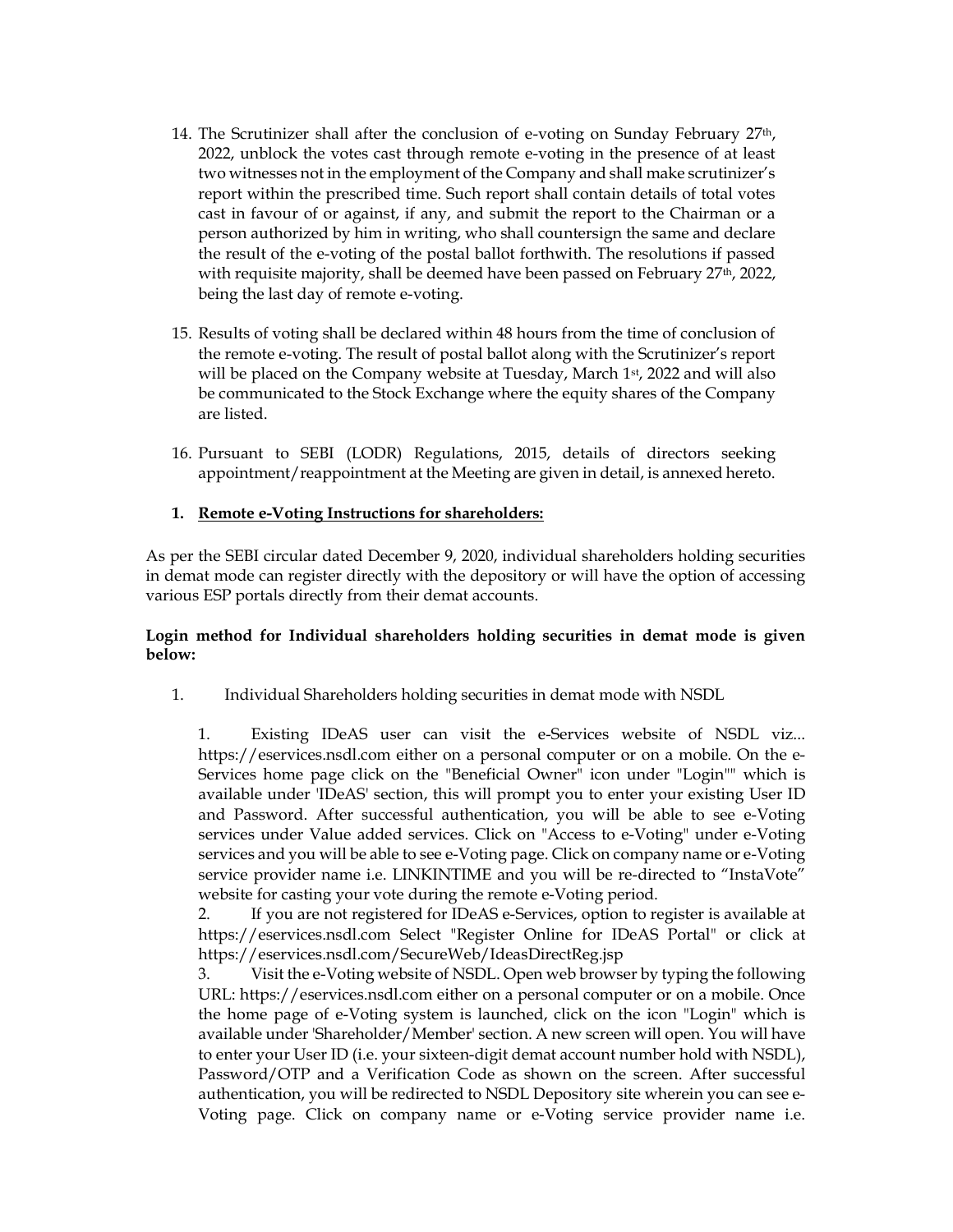14. The Scrutinizer shall after the conclusion of e-voting on Sunday February 27th, 2022, unblock the votes cast through remote e-voting in the presence of at least two witnesses not in the employment of the Company and shall make scrutinizer's report within the prescribed time. Such report shall contain details of total votes cast in favour of or against, if any, and submit the report to the Chairman or a person authorized by him in writing, who shall countersign the same and declare the result of the e-voting of the postal ballot forthwith. The resolutions if passed with requisite majority, shall be deemed have been passed on February 27th, 2022, being the last day of remote e-voting.

15. Results of voting shall be declared within 48 hours from the time of conclusion of the remote e-voting. The result of postal ballot along with the Scrutinizer's report will be placed on the Company website at Tuesday, March 1st, 2022 and will also be communicated to the Stock Exchange where the equity shares of the Company are listed.

16. Pursuant to SEBI (LODR) Regulations, 2015, details of directors seeking appointment/reappointment at the Meeting are given in detail, is annexed hereto.

**1. <u>Remote e-Voting Instructions for shareholders:</u>**

As per the SEBI circular dated December 9, 2020, individual shareholders holding securities in demat mode can register directly with the depository or will have the option of accessing various ESP portals directly from their demat accounts.

**Login method for Individual shareholders holding securities in demat mode is given below:**

1. Individual Shareholders holding securities in demat mode with NSDL

   1. Existing IDeAS user can visit the e-Services website of NSDL viz... https://eservices.nsdl.com either on a personal computer or on a mobile. On the e-Services home page click on the "Beneficial Owner" icon under "Login"" which is available under 'IDeAS' section, this will prompt you to enter your existing User ID and Password. After successful authentication, you will be able to see e-Voting services under Value added services. Click on "Access to e-Voting" under e-Voting services and you will be able to see e-Voting page. Click on company name or e-Voting service provider name i.e. LINKINTIME and you will be re-directed to "InstaVote" website for casting your vote during the remote e-Voting period.
   2. If you are not registered for IDeAS e-Services, option to register is available at https://eservices.nsdl.com Select "Register Online for IDeAS Portal" or click at https://eservices.nsdl.com/SecureWeb/IdeasDirectReg.jsp
   3. Visit the e-Voting website of NSDL. Open web browser by typing the following URL: https://eservices.nsdl.com either on a personal computer or on a mobile. Once the home page of e-Voting system is launched, click on the icon "Login" which is available under 'Shareholder/Member' section. A new screen will open. You will have to enter your User ID (i.e. your sixteen-digit demat account number hold with NSDL), Password/OTP and a Verification Code as shown on the screen. After successful authentication, you will be redirected to NSDL Depository site wherein you can see e-Voting page. Click on company name or e-Voting service provider name i.e.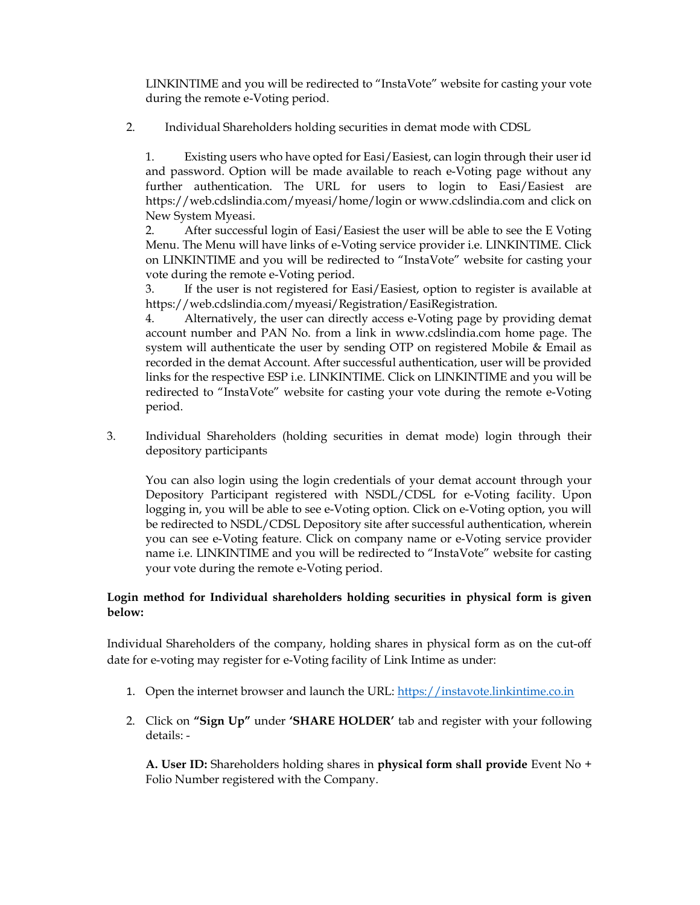LINKINTIME and you will be redirected to "InstaVote" website for casting your vote during the remote e-Voting period.

2. Individual Shareholders holding securities in demat mode with CDSL

   1. Existing users who have opted for Easi/Easiest, can login through their user id and password. Option will be made available to reach e-Voting page without any further authentication. The URL for users to login to Easi/Easiest are https://web.cdslindia.com/myeasi/home/login or www.cdslindia.com and click on New System Myeasi.
   2. After successful login of Easi/Easiest the user will be able to see the E Voting Menu. The Menu will have links of e-Voting service provider i.e. LINKINTIME. Click on LINKINTIME and you will be redirected to "InstaVote" website for casting your vote during the remote e-Voting period.
   3. If the user is not registered for Easi/Easiest, option to register is available at https://web.cdslindia.com/myeasi/Registration/EasiRegistration.
   4. Alternatively, the user can directly access e-Voting page by providing demat account number and PAN No. from a link in www.cdslindia.com home page. The system will authenticate the user by sending OTP on registered Mobile & Email as recorded in the demat Account. After successful authentication, user will be provided links for the respective ESP i.e. LINKINTIME. Click on LINKINTIME and you will be redirected to "InstaVote" website for casting your vote during the remote e-Voting period.

3. Individual Shareholders (holding securities in demat mode) login through their depository participants

   You can also login using the login credentials of your demat account through your Depository Participant registered with NSDL/CDSL for e-Voting facility. Upon logging in, you will be able to see e-Voting option. Click on e-Voting option, you will be redirected to NSDL/CDSL Depository site after successful authentication, wherein you can see e-Voting feature. Click on company name or e-Voting service provider name i.e. LINKINTIME and you will be redirected to "InstaVote" website for casting your vote during the remote e-Voting period.

**Login method for Individual shareholders holding securities in physical form is given below:**

Individual Shareholders of the company, holding shares in physical form as on the cut-off date for e-voting may register for e-Voting facility of Link Intime as under:

1. Open the internet browser and launch the URL: [https://instavote.linkintime.co.in](https://instavote.linkintime.co.in)

2. Click on **"Sign Up"** under **'SHARE HOLDER'** tab and register with your following details: -

   **A. User ID:** Shareholders holding shares in **physical form shall provide** Event No + Folio Number registered with the Company.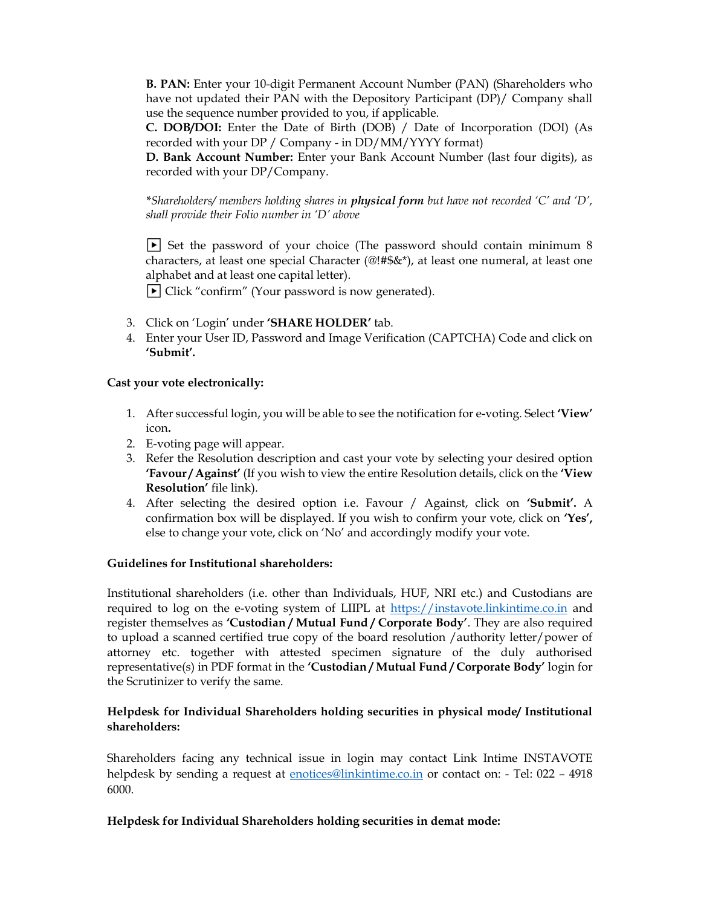**B. PAN:** Enter your 10-digit Permanent Account Number (PAN) (Shareholders who have not updated their PAN with the Depository Participant (DP)/ Company shall use the sequence number provided to you, if applicable.
**C. DOB/DOI:** Enter the Date of Birth (DOB) / Date of Incorporation (DOI) (As recorded with your DP / Company - in DD/MM/YYYY format)
**D. Bank Account Number:** Enter your Bank Account Number (last four digits), as recorded with your DP/Company.

*\*Shareholders/ members holding shares in **physical form** but have not recorded 'C' and 'D', shall provide their Folio number in 'D' above*

▶ Set the password of your choice (The password should contain minimum 8 characters, at least one special Character (@!#$&*), at least one numeral, at least one alphabet and at least one capital letter).
▶ Click "confirm" (Your password is now generated).

3. Click on 'Login' under **'SHARE HOLDER'** tab.
4. Enter your User ID, Password and Image Verification (CAPTCHA) Code and click on **'Submit'.**

**Cast your vote electronically:**

1. After successful login, you will be able to see the notification for e-voting. Select **'View'** icon**.**
2. E-voting page will appear.
3. Refer the Resolution description and cast your vote by selecting your desired option **'Favour / Against'** (If you wish to view the entire Resolution details, click on the **'View Resolution'** file link).
4. After selecting the desired option i.e. Favour / Against, click on **'Submit'.** A confirmation box will be displayed. If you wish to confirm your vote, click on **'Yes',** else to change your vote, click on 'No' and accordingly modify your vote.

**Guidelines for Institutional shareholders:**

Institutional shareholders (i.e. other than Individuals, HUF, NRI etc.) and Custodians are required to log on the e-voting system of LIIPL at https://instavote.linkintime.co.in and register themselves as **'Custodian / Mutual Fund / Corporate Body'**. They are also required to upload a scanned certified true copy of the board resolution /authority letter/power of attorney etc. together with attested specimen signature of the duly authorised representative(s) in PDF format in the **'Custodian / Mutual Fund / Corporate Body'** login for the Scrutinizer to verify the same.

**Helpdesk for Individual Shareholders holding securities in physical mode/ Institutional shareholders:**

Shareholders facing any technical issue in login may contact Link Intime INSTAVOTE helpdesk by sending a request at enotices@linkintime.co.in or contact on: - Tel: 022 – 4918 6000.

**Helpdesk for Individual Shareholders holding securities in demat mode:**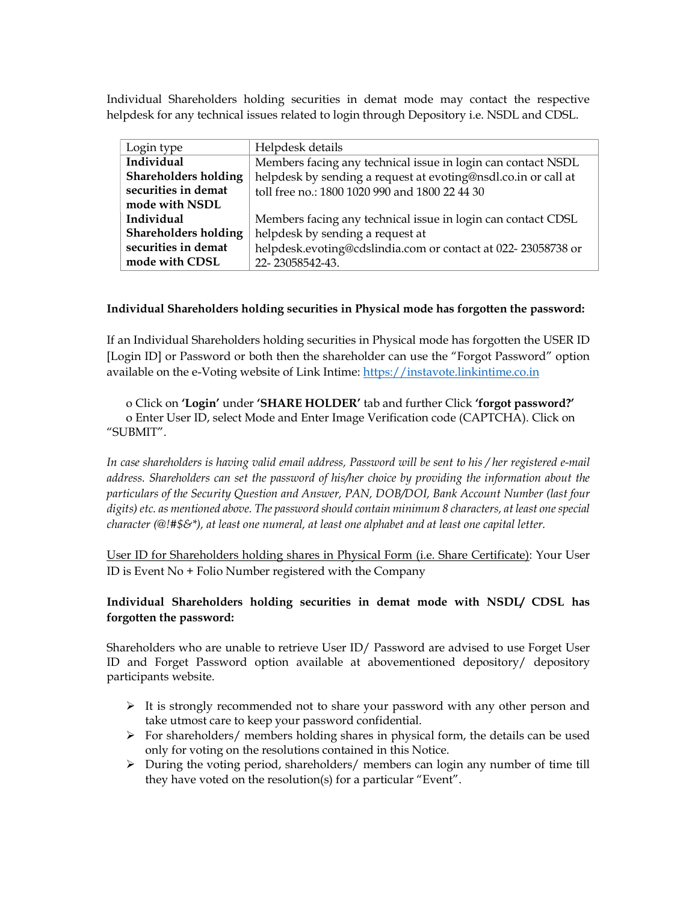Individual Shareholders holding securities in demat mode may contact the respective helpdesk for any technical issues related to login through Depository i.e. NSDL and CDSL.

| Login type | Helpdesk details |
|---|---|
| **Individual Shareholders holding securities in demat mode with NSDL** | Members facing any technical issue in login can contact NSDL helpdesk by sending a request at evoting@nsdl.co.in or call at toll free no.: 1800 1020 990 and 1800 22 44 30 |
| **Individual Shareholders holding securities in demat mode with CDSL** | Members facing any technical issue in login can contact CDSL helpdesk by sending a request at helpdesk.evoting@cdslindia.com or contact at 022- 23058738 or 22- 23058542-43. |

**Individual Shareholders holding securities in Physical mode has forgotten the password:**

If an Individual Shareholders holding securities in Physical mode has forgotten the USER ID [Login ID] or Password or both then the shareholder can use the "Forgot Password" option available on the e-Voting website of Link Intime: https://instavote.linkintime.co.in

o Click on **'Login'** under **'SHARE HOLDER'** tab and further Click **'forgot password?'**
o Enter User ID, select Mode and Enter Image Verification code (CAPTCHA). Click on "SUBMIT".

*In case shareholders is having valid email address, Password will be sent to his / her registered e-mail address. Shareholders can set the password of his/her choice by providing the information about the particulars of the Security Question and Answer, PAN, DOB/DOI, Bank Account Number (last four digits) etc. as mentioned above. The password should contain minimum 8 characters, at least one special character (@!#$&*), at least one numeral, at least one alphabet and at least one capital letter.*

User ID for Shareholders holding shares in Physical Form (i.e. Share Certificate): Your User ID is Event No + Folio Number registered with the Company

**Individual Shareholders holding securities in demat mode with NSDL/ CDSL has forgotten the password:**

Shareholders who are unable to retrieve User ID/ Password are advised to use Forget User ID and Forget Password option available at abovementioned depository/ depository participants website.

- It is strongly recommended not to share your password with any other person and take utmost care to keep your password confidential.
- For shareholders/ members holding shares in physical form, the details can be used only for voting on the resolutions contained in this Notice.
- During the voting period, shareholders/ members can login any number of time till they have voted on the resolution(s) for a particular "Event".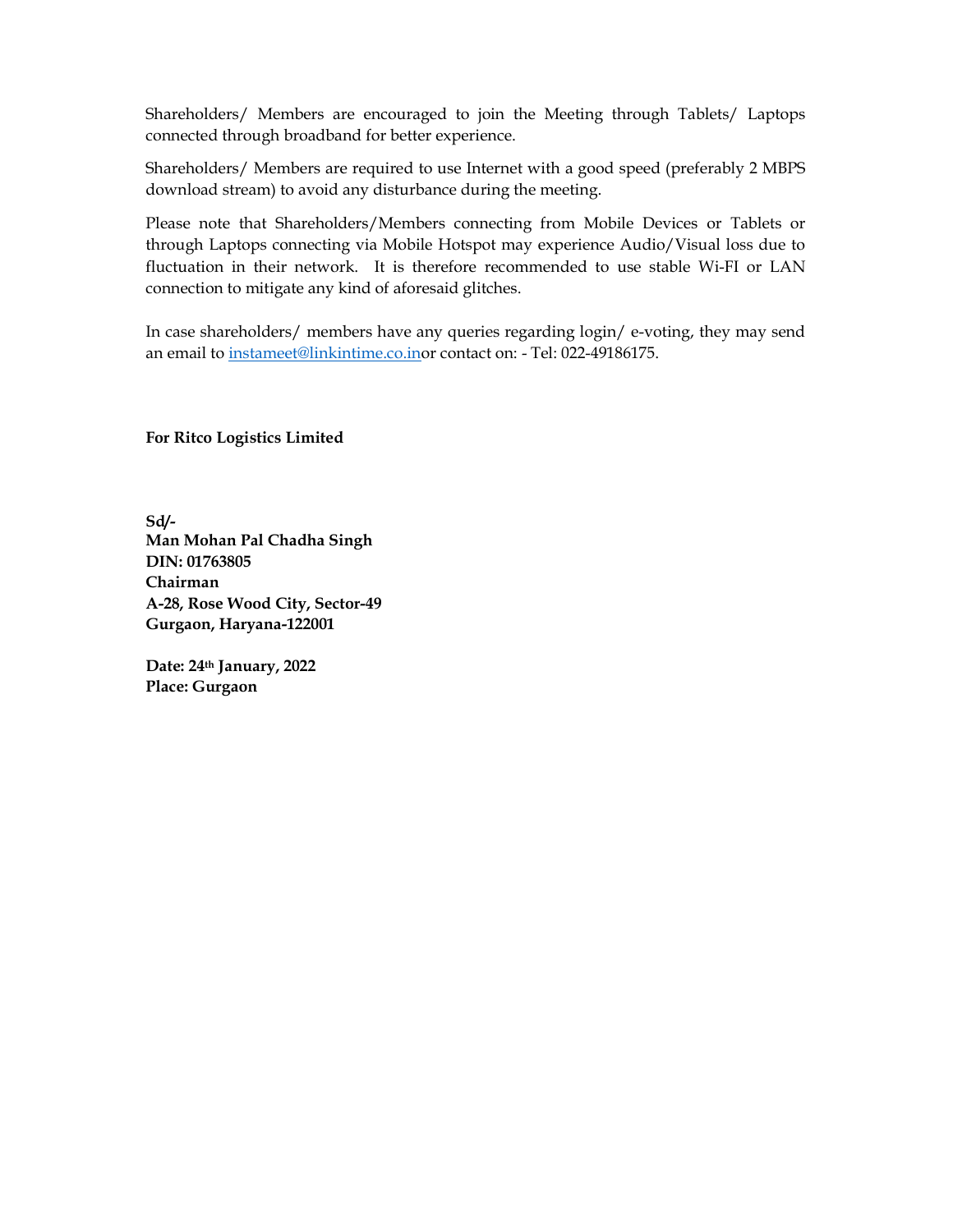Shareholders/ Members are encouraged to join the Meeting through Tablets/ Laptops connected through broadband for better experience.

Shareholders/ Members are required to use Internet with a good speed (preferably 2 MBPS download stream) to avoid any disturbance during the meeting.

Please note that Shareholders/Members connecting from Mobile Devices or Tablets or through Laptops connecting via Mobile Hotspot may experience Audio/Visual loss due to fluctuation in their network. It is therefore recommended to use stable Wi-FI or LAN connection to mitigate any kind of aforesaid glitches.

In case shareholders/ members have any queries regarding login/ e-voting, they may send an email to instameet@linkintime.co.inor contact on: - Tel: 022-49186175.

**For Ritco Logistics Limited**

**Sd/-**
**Man Mohan Pal Chadha Singh**
**DIN: 01763805**
**Chairman**
**A-28, Rose Wood City, Sector-49**
**Gurgaon, Haryana-122001**

**Date: 24th January, 2022**
**Place: Gurgaon**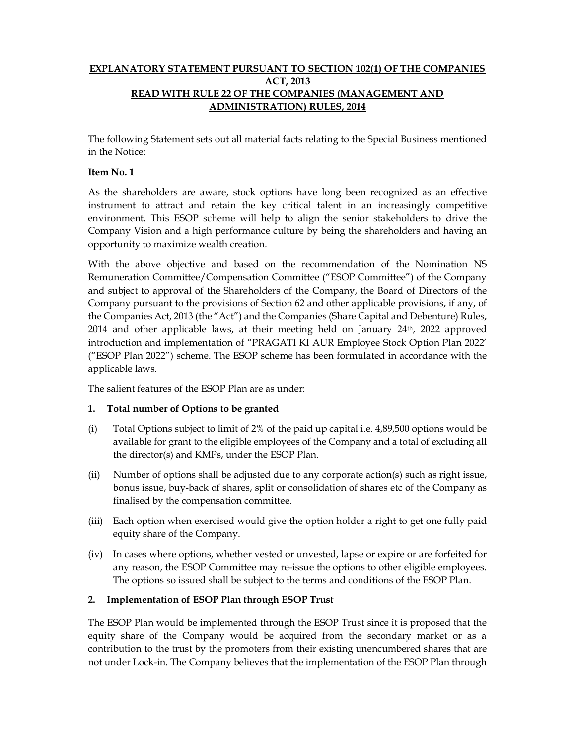**EXPLANATORY STATEMENT PURSUANT TO SECTION 102(1) OF THE COMPANIES ACT, 2013**
**READ WITH RULE 22 OF THE COMPANIES (MANAGEMENT AND ADMINISTRATION) RULES, 2014**

The following Statement sets out all material facts relating to the Special Business mentioned in the Notice:

**Item No. 1**

As the shareholders are aware, stock options have long been recognized as an effective instrument to attract and retain the key critical talent in an increasingly competitive environment. This ESOP scheme will help to align the senior stakeholders to drive the Company Vision and a high performance culture by being the shareholders and having an opportunity to maximize wealth creation.

With the above objective and based on the recommendation of the Nomination NS Remuneration Committee/Compensation Committee ("ESOP Committee") of the Company and subject to approval of the Shareholders of the Company, the Board of Directors of the Company pursuant to the provisions of Section 62 and other applicable provisions, if any, of the Companies Act, 2013 (the "Act") and the Companies (Share Capital and Debenture) Rules, 2014 and other applicable laws, at their meeting held on January 24th, 2022 approved introduction and implementation of "PRAGATI KI AUR Employee Stock Option Plan 2022' ("ESOP Plan 2022") scheme. The ESOP scheme has been formulated in accordance with the applicable laws.

The salient features of the ESOP Plan are as under:

**1. Total number of Options to be granted**

(i) Total Options subject to limit of 2% of the paid up capital i.e. 4,89,500 options would be available for grant to the eligible employees of the Company and a total of excluding all the director(s) and KMPs, under the ESOP Plan.

(ii) Number of options shall be adjusted due to any corporate action(s) such as right issue, bonus issue, buy-back of shares, split or consolidation of shares etc of the Company as finalised by the compensation committee.

(iii) Each option when exercised would give the option holder a right to get one fully paid equity share of the Company.

(iv) In cases where options, whether vested or unvested, lapse or expire or are forfeited for any reason, the ESOP Committee may re-issue the options to other eligible employees. The options so issued shall be subject to the terms and conditions of the ESOP Plan.

**2. Implementation of ESOP Plan through ESOP Trust**

The ESOP Plan would be implemented through the ESOP Trust since it is proposed that the equity share of the Company would be acquired from the secondary market or as a contribution to the trust by the promoters from their existing unencumbered shares that are not under Lock-in. The Company believes that the implementation of the ESOP Plan through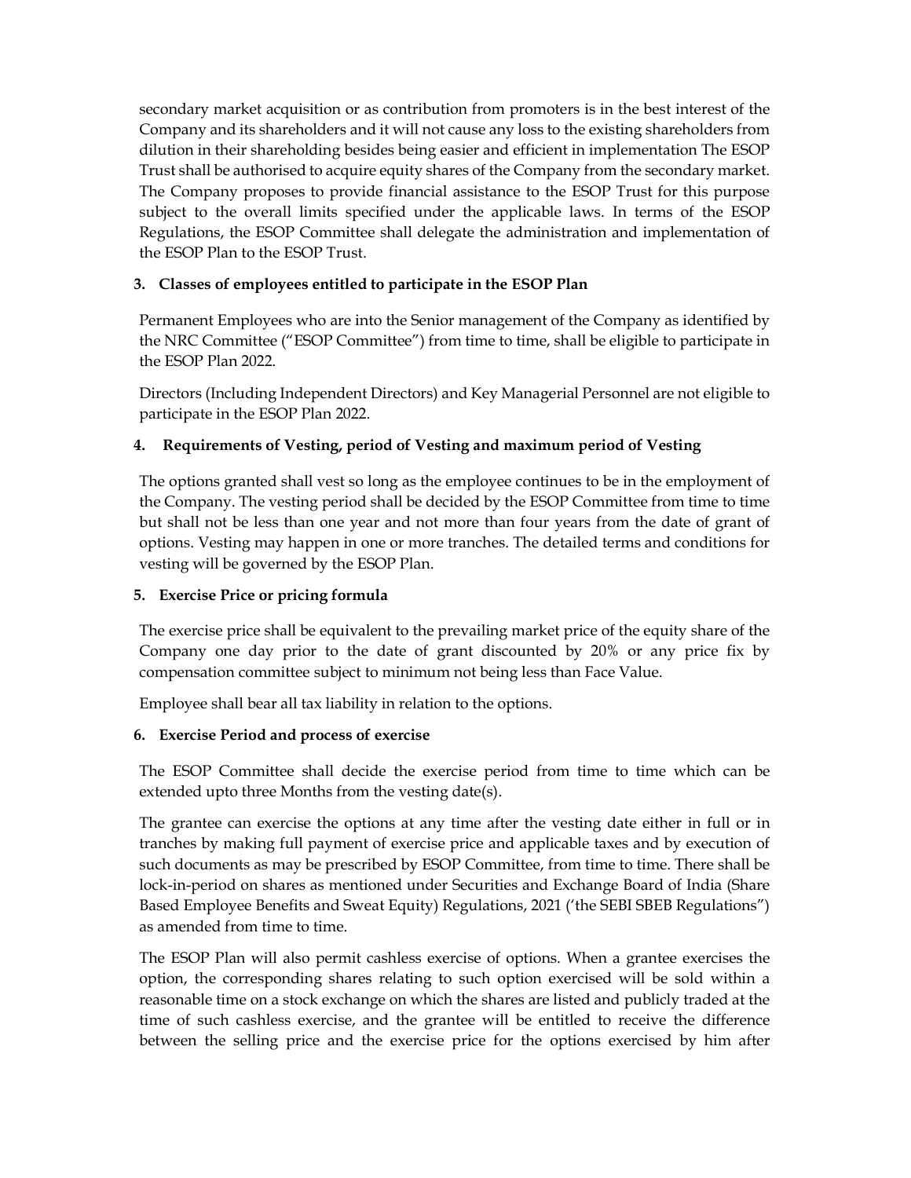secondary market acquisition or as contribution from promoters is in the best interest of the Company and its shareholders and it will not cause any loss to the existing shareholders from dilution in their shareholding besides being easier and efficient in implementation The ESOP Trust shall be authorised to acquire equity shares of the Company from the secondary market. The Company proposes to provide financial assistance to the ESOP Trust for this purpose subject to the overall limits specified under the applicable laws. In terms of the ESOP Regulations, the ESOP Committee shall delegate the administration and implementation of the ESOP Plan to the ESOP Trust.

**3. Classes of employees entitled to participate in the ESOP Plan**

Permanent Employees who are into the Senior management of the Company as identified by the NRC Committee ("ESOP Committee") from time to time, shall be eligible to participate in the ESOP Plan 2022.

Directors (Including Independent Directors) and Key Managerial Personnel are not eligible to participate in the ESOP Plan 2022.

**4. Requirements of Vesting, period of Vesting and maximum period of Vesting**

The options granted shall vest so long as the employee continues to be in the employment of the Company. The vesting period shall be decided by the ESOP Committee from time to time but shall not be less than one year and not more than four years from the date of grant of options. Vesting may happen in one or more tranches. The detailed terms and conditions for vesting will be governed by the ESOP Plan.

**5. Exercise Price or pricing formula**

The exercise price shall be equivalent to the prevailing market price of the equity share of the Company one day prior to the date of grant discounted by 20% or any price fix by compensation committee subject to minimum not being less than Face Value.

Employee shall bear all tax liability in relation to the options.

**6. Exercise Period and process of exercise**

The ESOP Committee shall decide the exercise period from time to time which can be extended upto three Months from the vesting date(s).

The grantee can exercise the options at any time after the vesting date either in full or in tranches by making full payment of exercise price and applicable taxes and by execution of such documents as may be prescribed by ESOP Committee, from time to time. There shall be lock-in-period on shares as mentioned under Securities and Exchange Board of India (Share Based Employee Benefits and Sweat Equity) Regulations, 2021 ('the SEBI SBEB Regulations") as amended from time to time.

The ESOP Plan will also permit cashless exercise of options. When a grantee exercises the option, the corresponding shares relating to such option exercised will be sold within a reasonable time on a stock exchange on which the shares are listed and publicly traded at the time of such cashless exercise, and the grantee will be entitled to receive the difference between the selling price and the exercise price for the options exercised by him after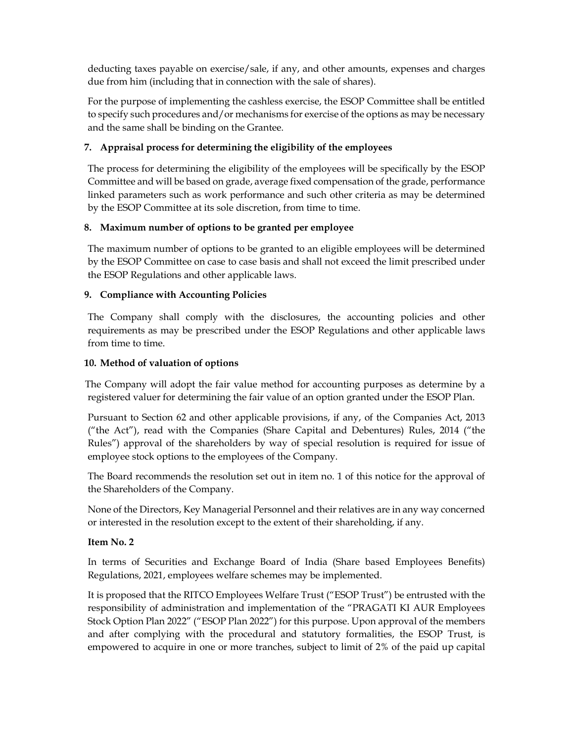deducting taxes payable on exercise/sale, if any, and other amounts, expenses and charges due from him (including that in connection with the sale of shares).

For the purpose of implementing the cashless exercise, the ESOP Committee shall be entitled to specify such procedures and/or mechanisms for exercise of the options as may be necessary and the same shall be binding on the Grantee.

**7. Appraisal process for determining the eligibility of the employees**

The process for determining the eligibility of the employees will be specifically by the ESOP Committee and will be based on grade, average fixed compensation of the grade, performance linked parameters such as work performance and such other criteria as may be determined by the ESOP Committee at its sole discretion, from time to time.

**8. Maximum number of options to be granted per employee**

The maximum number of options to be granted to an eligible employees will be determined by the ESOP Committee on case to case basis and shall not exceed the limit prescribed under the ESOP Regulations and other applicable laws.

**9. Compliance with Accounting Policies**

The Company shall comply with the disclosures, the accounting policies and other requirements as may be prescribed under the ESOP Regulations and other applicable laws from time to time.

**10. Method of valuation of options**

The Company will adopt the fair value method for accounting purposes as determine by a registered valuer for determining the fair value of an option granted under the ESOP Plan.

Pursuant to Section 62 and other applicable provisions, if any, of the Companies Act, 2013 ("the Act"), read with the Companies (Share Capital and Debentures) Rules, 2014 ("the Rules") approval of the shareholders by way of special resolution is required for issue of employee stock options to the employees of the Company.

The Board recommends the resolution set out in item no. 1 of this notice for the approval of the Shareholders of the Company.

None of the Directors, Key Managerial Personnel and their relatives are in any way concerned or interested in the resolution except to the extent of their shareholding, if any.

**Item No. 2**

In terms of Securities and Exchange Board of India (Share based Employees Benefits) Regulations, 2021, employees welfare schemes may be implemented.

It is proposed that the RITCO Employees Welfare Trust ("ESOP Trust") be entrusted with the responsibility of administration and implementation of the "PRAGATI KI AUR Employees Stock Option Plan 2022" ("ESOP Plan 2022") for this purpose. Upon approval of the members and after complying with the procedural and statutory formalities, the ESOP Trust, is empowered to acquire in one or more tranches, subject to limit of 2% of the paid up capital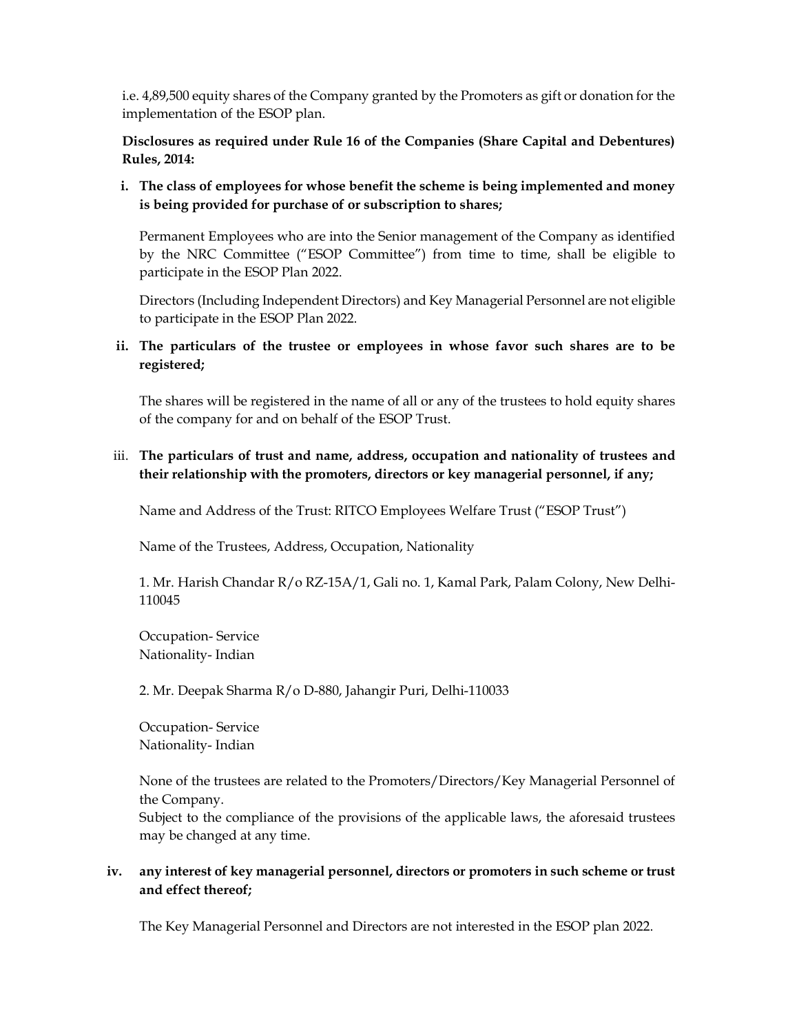i.e. 4,89,500 equity shares of the Company granted by the Promoters as gift or donation for the implementation of the ESOP plan.

**Disclosures as required under Rule 16 of the Companies (Share Capital and Debentures) Rules, 2014:**

**i. The class of employees for whose benefit the scheme is being implemented and money is being provided for purchase of or subscription to shares;**

Permanent Employees who are into the Senior management of the Company as identified by the NRC Committee ("ESOP Committee") from time to time, shall be eligible to participate in the ESOP Plan 2022.

Directors (Including Independent Directors) and Key Managerial Personnel are not eligible to participate in the ESOP Plan 2022.

**ii. The particulars of the trustee or employees in whose favor such shares are to be registered;**

The shares will be registered in the name of all or any of the trustees to hold equity shares of the company for and on behalf of the ESOP Trust.

iii. **The particulars of trust and name, address, occupation and nationality of trustees and their relationship with the promoters, directors or key managerial personnel, if any;**

Name and Address of the Trust: RITCO Employees Welfare Trust ("ESOP Trust")

Name of the Trustees, Address, Occupation, Nationality

1. Mr. Harish Chandar R/o RZ-15A/1, Gali no. 1, Kamal Park, Palam Colony, New Delhi-110045

Occupation- Service
Nationality- Indian

2. Mr. Deepak Sharma R/o D-880, Jahangir Puri, Delhi-110033

Occupation- Service
Nationality- Indian

None of the trustees are related to the Promoters/Directors/Key Managerial Personnel of the Company.
Subject to the compliance of the provisions of the applicable laws, the aforesaid trustees may be changed at any time.

**iv. any interest of key managerial personnel, directors or promoters in such scheme or trust and effect thereof;**

The Key Managerial Personnel and Directors are not interested in the ESOP plan 2022.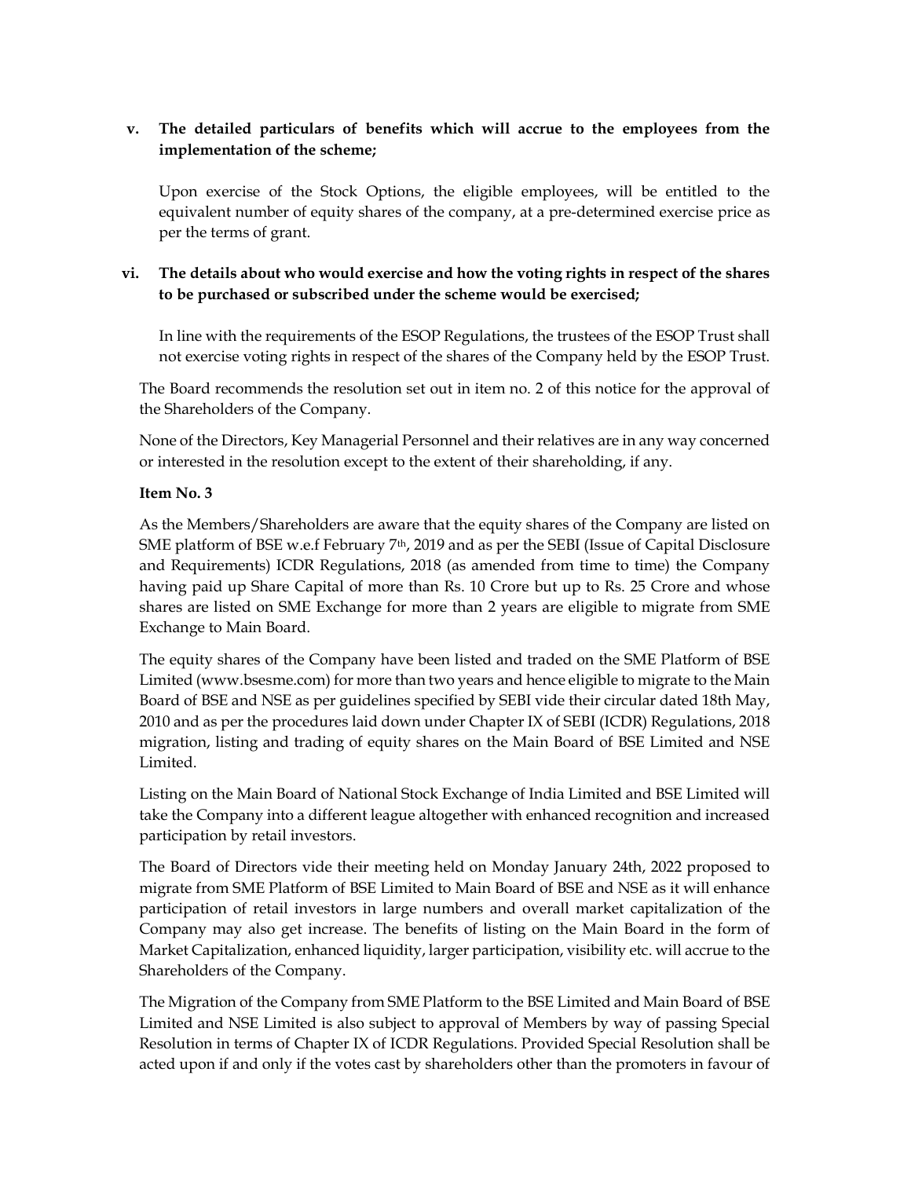**v. The detailed particulars of benefits which will accrue to the employees from the implementation of the scheme;**

Upon exercise of the Stock Options, the eligible employees, will be entitled to the equivalent number of equity shares of the company, at a pre-determined exercise price as per the terms of grant.

**vi. The details about who would exercise and how the voting rights in respect of the shares to be purchased or subscribed under the scheme would be exercised;**

In line with the requirements of the ESOP Regulations, the trustees of the ESOP Trust shall not exercise voting rights in respect of the shares of the Company held by the ESOP Trust.

The Board recommends the resolution set out in item no. 2 of this notice for the approval of the Shareholders of the Company.

None of the Directors, Key Managerial Personnel and their relatives are in any way concerned or interested in the resolution except to the extent of their shareholding, if any.

**Item No. 3**

As the Members/Shareholders are aware that the equity shares of the Company are listed on SME platform of BSE w.e.f February 7th, 2019 and as per the SEBI (Issue of Capital Disclosure and Requirements) ICDR Regulations, 2018 (as amended from time to time) the Company having paid up Share Capital of more than Rs. 10 Crore but up to Rs. 25 Crore and whose shares are listed on SME Exchange for more than 2 years are eligible to migrate from SME Exchange to Main Board.

The equity shares of the Company have been listed and traded on the SME Platform of BSE Limited (www.bsesme.com) for more than two years and hence eligible to migrate to the Main Board of BSE and NSE as per guidelines specified by SEBI vide their circular dated 18th May, 2010 and as per the procedures laid down under Chapter IX of SEBI (ICDR) Regulations, 2018 migration, listing and trading of equity shares on the Main Board of BSE Limited and NSE Limited.

Listing on the Main Board of National Stock Exchange of India Limited and BSE Limited will take the Company into a different league altogether with enhanced recognition and increased participation by retail investors.

The Board of Directors vide their meeting held on Monday January 24th, 2022 proposed to migrate from SME Platform of BSE Limited to Main Board of BSE and NSE as it will enhance participation of retail investors in large numbers and overall market capitalization of the Company may also get increase. The benefits of listing on the Main Board in the form of Market Capitalization, enhanced liquidity, larger participation, visibility etc. will accrue to the Shareholders of the Company.

The Migration of the Company from SME Platform to the BSE Limited and Main Board of BSE Limited and NSE Limited is also subject to approval of Members by way of passing Special Resolution in terms of Chapter IX of ICDR Regulations. Provided Special Resolution shall be acted upon if and only if the votes cast by shareholders other than the promoters in favour of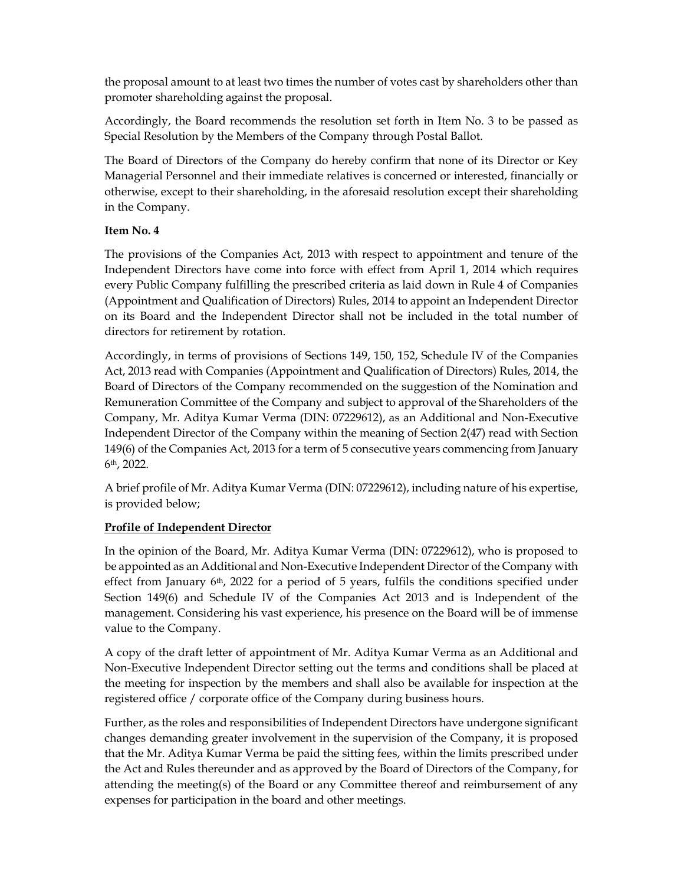the proposal amount to at least two times the number of votes cast by shareholders other than promoter shareholding against the proposal.

Accordingly, the Board recommends the resolution set forth in Item No. 3 to be passed as Special Resolution by the Members of the Company through Postal Ballot.

The Board of Directors of the Company do hereby confirm that none of its Director or Key Managerial Personnel and their immediate relatives is concerned or interested, financially or otherwise, except to their shareholding, in the aforesaid resolution except their shareholding in the Company.

**Item No. 4**

The provisions of the Companies Act, 2013 with respect to appointment and tenure of the Independent Directors have come into force with effect from April 1, 2014 which requires every Public Company fulfilling the prescribed criteria as laid down in Rule 4 of Companies (Appointment and Qualification of Directors) Rules, 2014 to appoint an Independent Director on its Board and the Independent Director shall not be included in the total number of directors for retirement by rotation.

Accordingly, in terms of provisions of Sections 149, 150, 152, Schedule IV of the Companies Act, 2013 read with Companies (Appointment and Qualification of Directors) Rules, 2014, the Board of Directors of the Company recommended on the suggestion of the Nomination and Remuneration Committee of the Company and subject to approval of the Shareholders of the Company, Mr. Aditya Kumar Verma (DIN: 07229612), as an Additional and Non-Executive Independent Director of the Company within the meaning of Section 2(47) read with Section 149(6) of the Companies Act, 2013 for a term of 5 consecutive years commencing from January 6th, 2022.

A brief profile of Mr. Aditya Kumar Verma (DIN: 07229612), including nature of his expertise, is provided below;

**<u>Profile of Independent Director</u>**

In the opinion of the Board, Mr. Aditya Kumar Verma (DIN: 07229612), who is proposed to be appointed as an Additional and Non-Executive Independent Director of the Company with effect from January 6th, 2022 for a period of 5 years, fulfils the conditions specified under Section 149(6) and Schedule IV of the Companies Act 2013 and is Independent of the management. Considering his vast experience, his presence on the Board will be of immense value to the Company.

A copy of the draft letter of appointment of Mr. Aditya Kumar Verma as an Additional and Non-Executive Independent Director setting out the terms and conditions shall be placed at the meeting for inspection by the members and shall also be available for inspection at the registered office / corporate office of the Company during business hours.

Further, as the roles and responsibilities of Independent Directors have undergone significant changes demanding greater involvement in the supervision of the Company, it is proposed that the Mr. Aditya Kumar Verma be paid the sitting fees, within the limits prescribed under the Act and Rules thereunder and as approved by the Board of Directors of the Company, for attending the meeting(s) of the Board or any Committee thereof and reimbursement of any expenses for participation in the board and other meetings.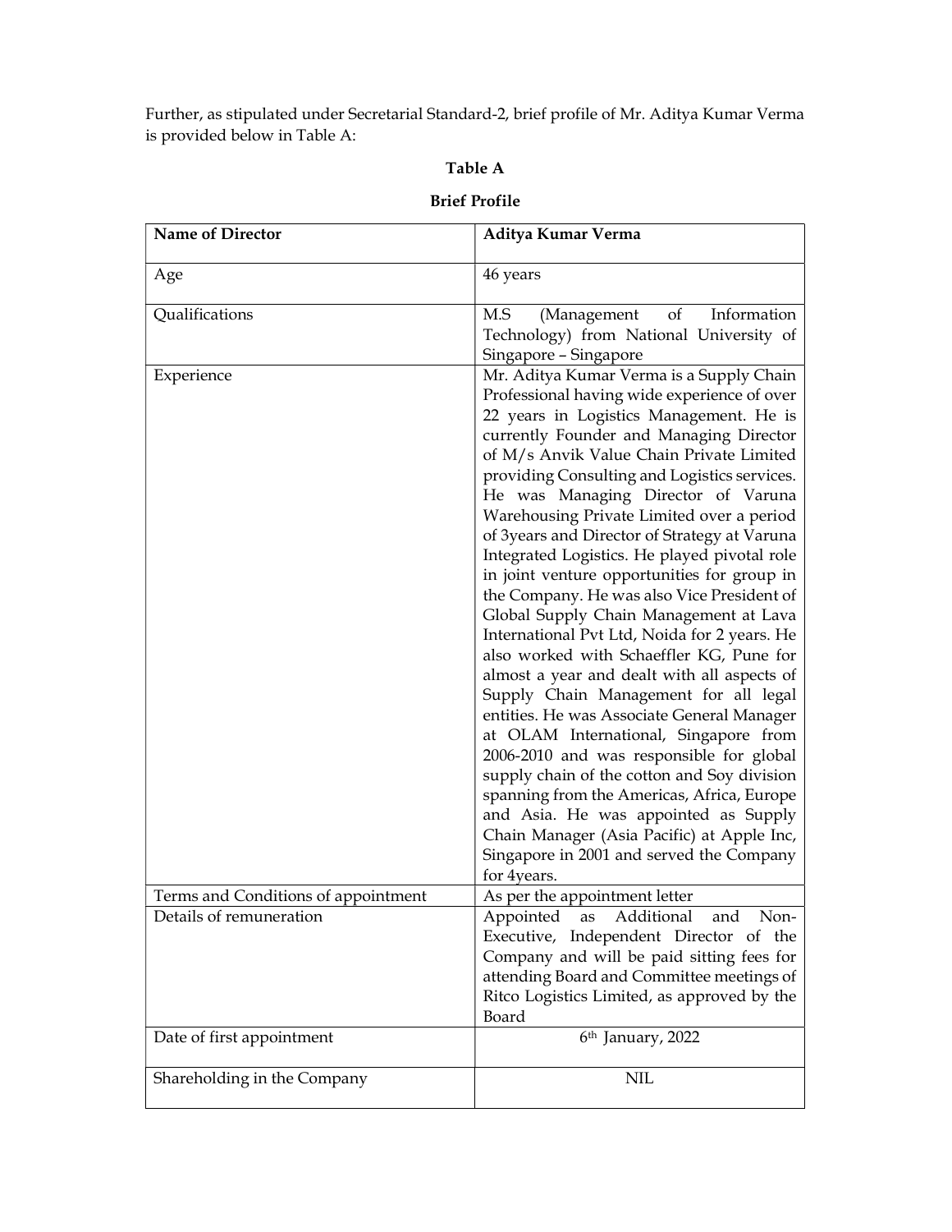Further, as stipulated under Secretarial Standard-2, brief profile of Mr. Aditya Kumar Verma is provided below in Table A:

**Table A**

**Brief Profile**

| **Name of Director** | **Aditya Kumar Verma** |
|---|---|
| Age | 46 years |
| Qualifications | M.S (Management of Information Technology) from National University of Singapore – Singapore |
| Experience | Mr. Aditya Kumar Verma is a Supply Chain Professional having wide experience of over 22 years in Logistics Management. He is currently Founder and Managing Director of M/s Anvik Value Chain Private Limited providing Consulting and Logistics services. He was Managing Director of Varuna Warehousing Private Limited over a period of 3years and Director of Strategy at Varuna Integrated Logistics. He played pivotal role in joint venture opportunities for group in the Company. He was also Vice President of Global Supply Chain Management at Lava International Pvt Ltd, Noida for 2 years. He also worked with Schaeffler KG, Pune for almost a year and dealt with all aspects of Supply Chain Management for all legal entities. He was Associate General Manager at OLAM International, Singapore from 2006-2010 and was responsible for global supply chain of the cotton and Soy division spanning from the Americas, Africa, Europe and Asia. He was appointed as Supply Chain Manager (Asia Pacific) at Apple Inc, Singapore in 2001 and served the Company for 4years. |
| Terms and Conditions of appointment | As per the appointment letter |
| Details of remuneration | Appointed as Additional and Non-Executive, Independent Director of the Company and will be paid sitting fees for attending Board and Committee meetings of Ritco Logistics Limited, as approved by the Board |
| Date of first appointment | 6th January, 2022 |
| Shareholding in the Company | NIL |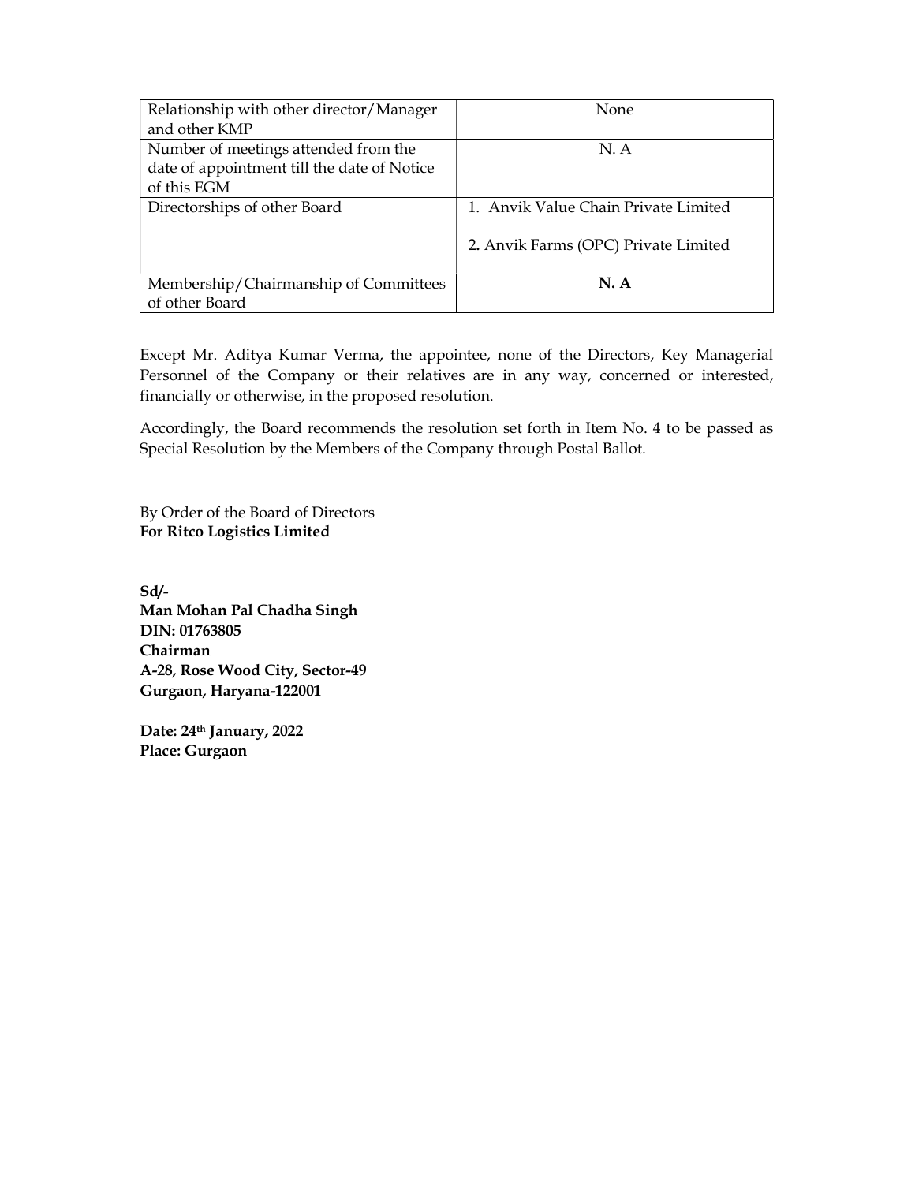| | |
|---|---|
| Relationship with other director/Manager and other KMP | None |
| Number of meetings attended from the date of appointment till the date of Notice of this EGM | N. A |
| Directorships of other Board | 1. Anvik Value Chain Private Limited<br><br>2. Anvik Farms (OPC) Private Limited |
| Membership/Chairmanship of Committees of other Board | **N. A** |

Except Mr. Aditya Kumar Verma, the appointee, none of the Directors, Key Managerial Personnel of the Company or their relatives are in any way, concerned or interested, financially or otherwise, in the proposed resolution.

Accordingly, the Board recommends the resolution set forth in Item No. 4 to be passed as Special Resolution by the Members of the Company through Postal Ballot.

By Order of the Board of Directors
**For Ritco Logistics Limited**

**Sd/-**
**Man Mohan Pal Chadha Singh**
**DIN: 01763805**
**Chairman**
**A-28, Rose Wood City, Sector-49**
**Gurgaon, Haryana-122001**

**Date: 24th January, 2022**
**Place: Gurgaon**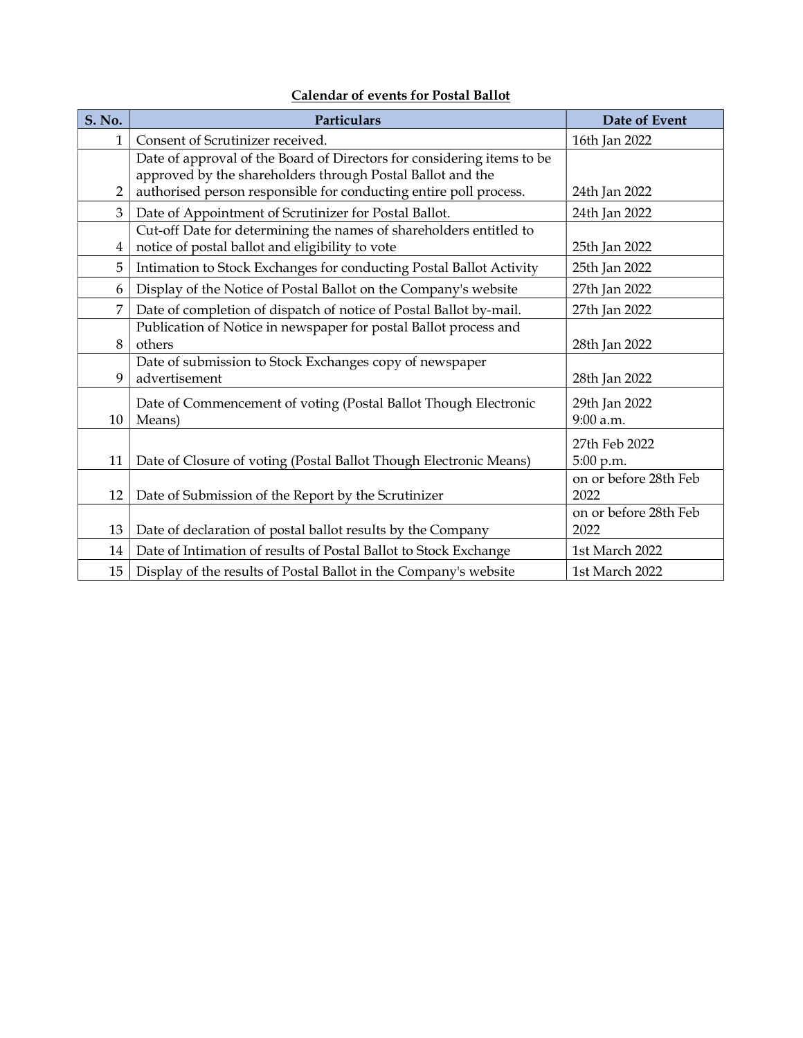**Calendar of events for Postal Ballot**

| S. No. | Particulars | Date of Event |
|---|---|---|
| 1 | Consent of Scrutinizer received. | 16th Jan 2022 |
| 2 | Date of approval of the Board of Directors for considering items to be approved by the shareholders through Postal Ballot and the authorised person responsible for conducting entire poll process. | 24th Jan 2022 |
| 3 | Date of Appointment of Scrutinizer for Postal Ballot. | 24th Jan 2022 |
| 4 | Cut-off Date for determining the names of shareholders entitled to notice of postal ballot and eligibility to vote | 25th Jan 2022 |
| 5 | Intimation to Stock Exchanges for conducting Postal Ballot Activity | 25th Jan 2022 |
| 6 | Display of the Notice of Postal Ballot on the Company's website | 27th Jan 2022 |
| 7 | Date of completion of dispatch of notice of Postal Ballot by-mail. | 27th Jan 2022 |
| 8 | Publication of Notice in newspaper for postal Ballot process and others | 28th Jan 2022 |
| 9 | Date of submission to Stock Exchanges copy of newspaper advertisement | 28th Jan 2022 |
| 10 | Date of Commencement of voting (Postal Ballot Though Electronic Means) | 29th Jan 2022 9:00 a.m. |
| 11 | Date of Closure of voting (Postal Ballot Though Electronic Means) | 27th Feb 2022 5:00 p.m. |
| 12 | Date of Submission of the Report by the Scrutinizer | on or before 28th Feb 2022 |
| 13 | Date of declaration of postal ballot results by the Company | on or before 28th Feb 2022 |
| 14 | Date of Intimation of results of Postal Ballot to Stock Exchange | 1st March 2022 |
| 15 | Display of the results of Postal Ballot in the Company's website | 1st March 2022 |